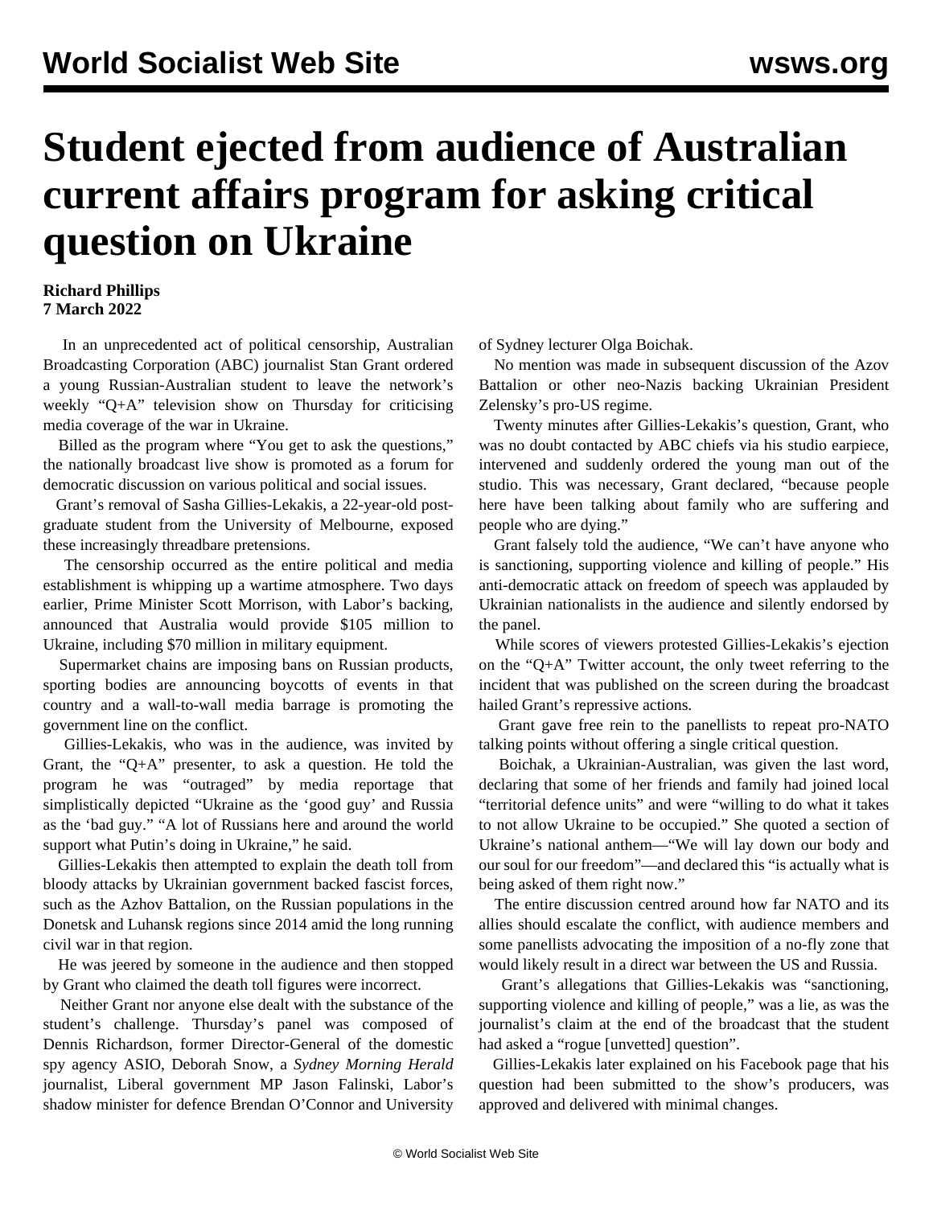# Student ejected from audience of Australian current affairs program for asking critical question on Ukraine

**Richard Phillips**
**7 March 2022**

In an unprecedented act of political censorship, Australian Broadcasting Corporation (ABC) journalist Stan Grant ordered a young Russian-Australian student to leave the network's weekly "Q+A" television show on Thursday for criticising media coverage of the war in Ukraine.

Billed as the program where "You get to ask the questions," the nationally broadcast live show is promoted as a forum for democratic discussion on various political and social issues.

Grant's removal of Sasha Gillies-Lekakis, a 22-year-old post-graduate student from the University of Melbourne, exposed these increasingly threadbare pretensions.

The censorship occurred as the entire political and media establishment is whipping up a wartime atmosphere. Two days earlier, Prime Minister Scott Morrison, with Labor's backing, announced that Australia would provide $105 million to Ukraine, including $70 million in military equipment.

Supermarket chains are imposing bans on Russian products, sporting bodies are announcing boycotts of events in that country and a wall-to-wall media barrage is promoting the government line on the conflict.

Gillies-Lekakis, who was in the audience, was invited by Grant, the "Q+A" presenter, to ask a question. He told the program he was "outraged" by media reportage that simplistically depicted "Ukraine as the 'good guy' and Russia as the 'bad guy.'" "A lot of Russians here and around the world support what Putin's doing in Ukraine," he said.

Gillies-Lekakis then attempted to explain the death toll from bloody attacks by Ukrainian government backed fascist forces, such as the Azhov Battalion, on the Russian populations in the Donetsk and Luhansk regions since 2014 amid the long running civil war in that region.

He was jeered by someone in the audience and then stopped by Grant who claimed the death toll figures were incorrect.

Neither Grant nor anyone else dealt with the substance of the student's challenge. Thursday's panel was composed of Dennis Richardson, former Director-General of the domestic spy agency ASIO, Deborah Snow, a *Sydney Morning Herald* journalist, Liberal government MP Jason Falinski, Labor's shadow minister for defence Brendan O'Connor and University of Sydney lecturer Olga Boichak.

No mention was made in subsequent discussion of the Azov Battalion or other neo-Nazis backing Ukrainian President Zelensky's pro-US regime.

Twenty minutes after Gillies-Lekakis's question, Grant, who was no doubt contacted by ABC chiefs via his studio earpiece, intervened and suddenly ordered the young man out of the studio. This was necessary, Grant declared, "because people here have been talking about family who are suffering and people who are dying."

Grant falsely told the audience, "We can't have anyone who is sanctioning, supporting violence and killing of people." His anti-democratic attack on freedom of speech was applauded by Ukrainian nationalists in the audience and silently endorsed by the panel.

While scores of viewers protested Gillies-Lekakis's ejection on the "Q+A" Twitter account, the only tweet referring to the incident that was published on the screen during the broadcast hailed Grant's repressive actions.

Grant gave free rein to the panellists to repeat pro-NATO talking points without offering a single critical question.

Boichak, a Ukrainian-Australian, was given the last word, declaring that some of her friends and family had joined local "territorial defence units" and were "willing to do what it takes to not allow Ukraine to be occupied." She quoted a section of Ukraine's national anthem—"We will lay down our body and our soul for our freedom"—and declared this "is actually what is being asked of them right now."

The entire discussion centred around how far NATO and its allies should escalate the conflict, with audience members and some panellists advocating the imposition of a no-fly zone that would likely result in a direct war between the US and Russia.

Grant's allegations that Gillies-Lekakis was "sanctioning, supporting violence and killing of people," was a lie, as was the journalist's claim at the end of the broadcast that the student had asked a "rogue [unvetted] question".

Gillies-Lekakis later explained on his Facebook page that his question had been submitted to the show's producers, was approved and delivered with minimal changes.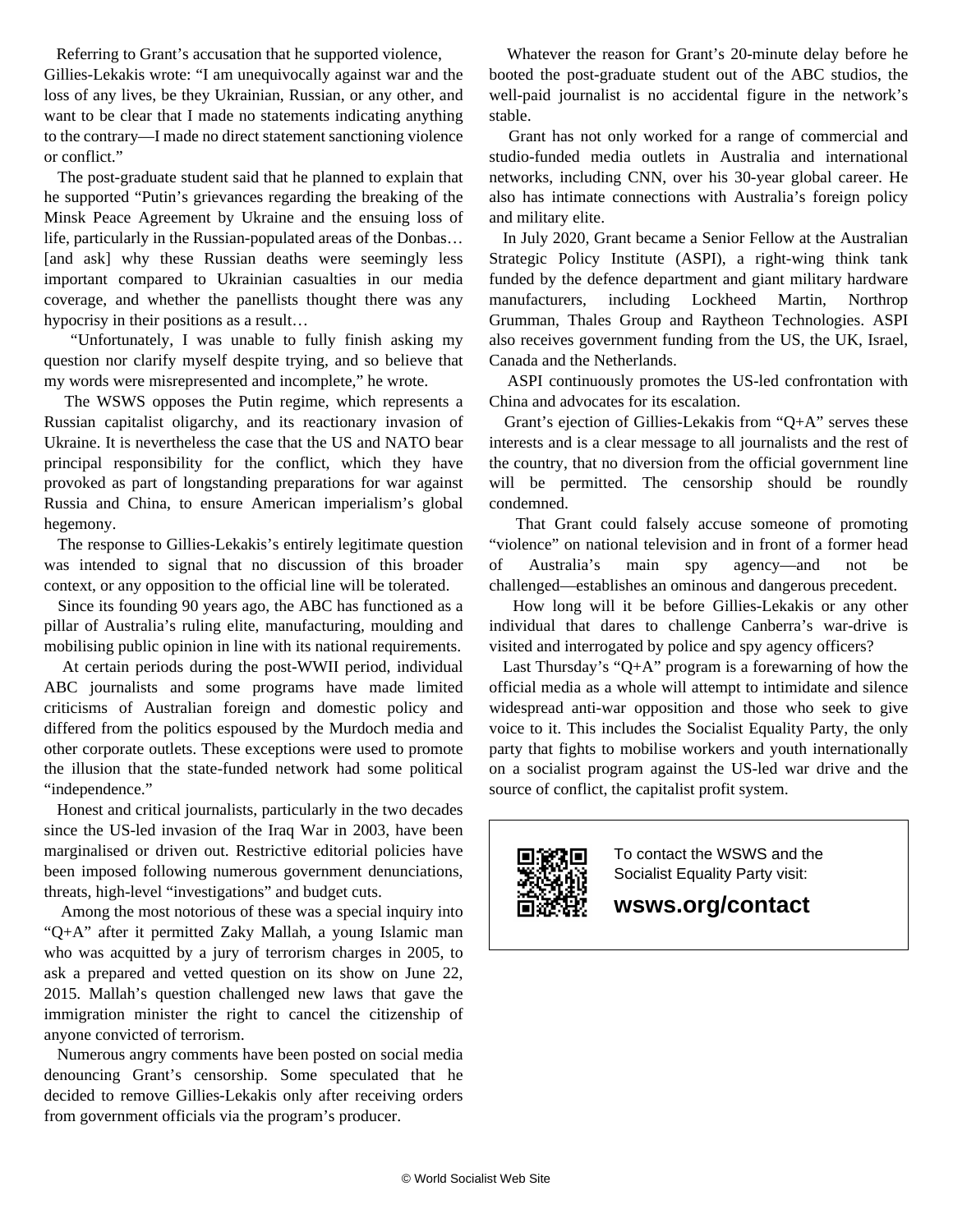Referring to Grant's accusation that he supported violence, Gillies-Lekakis wrote: "I am unequivocally against war and the loss of any lives, be they Ukrainian, Russian, or any other, and want to be clear that I made no statements indicating anything to the contrary—I made no direct statement sanctioning violence or conflict."

The post-graduate student said that he planned to explain that he supported "Putin's grievances regarding the breaking of the Minsk Peace Agreement by Ukraine and the ensuing loss of life, particularly in the Russian-populated areas of the Donbas… [and ask] why these Russian deaths were seemingly less important compared to Ukrainian casualties in our media coverage, and whether the panellists thought there was any hypocrisy in their positions as a result…

"Unfortunately, I was unable to fully finish asking my question nor clarify myself despite trying, and so believe that my words were misrepresented and incomplete," he wrote.

The WSWS opposes the Putin regime, which represents a Russian capitalist oligarchy, and its reactionary invasion of Ukraine. It is nevertheless the case that the US and NATO bear principal responsibility for the conflict, which they have provoked as part of longstanding preparations for war against Russia and China, to ensure American imperialism's global hegemony.

The response to Gillies-Lekakis's entirely legitimate question was intended to signal that no discussion of this broader context, or any opposition to the official line will be tolerated.

Since its founding 90 years ago, the ABC has functioned as a pillar of Australia's ruling elite, manufacturing, moulding and mobilising public opinion in line with its national requirements.

At certain periods during the post-WWII period, individual ABC journalists and some programs have made limited criticisms of Australian foreign and domestic policy and differed from the politics espoused by the Murdoch media and other corporate outlets. These exceptions were used to promote the illusion that the state-funded network had some political "independence."

Honest and critical journalists, particularly in the two decades since the US-led invasion of the Iraq War in 2003, have been marginalised or driven out. Restrictive editorial policies have been imposed following numerous government denunciations, threats, high-level "investigations" and budget cuts.

Among the most notorious of these was a special inquiry into "Q+A" after it permitted Zaky Mallah, a young Islamic man who was acquitted by a jury of terrorism charges in 2005, to ask a prepared and vetted question on its show on June 22, 2015. Mallah's question challenged new laws that gave the immigration minister the right to cancel the citizenship of anyone convicted of terrorism.

Numerous angry comments have been posted on social media denouncing Grant's censorship. Some speculated that he decided to remove Gillies-Lekakis only after receiving orders from government officials via the program's producer.

Whatever the reason for Grant's 20-minute delay before he booted the post-graduate student out of the ABC studios, the well-paid journalist is no accidental figure in the network's stable.

Grant has not only worked for a range of commercial and studio-funded media outlets in Australia and international networks, including CNN, over his 30-year global career. He also has intimate connections with Australia's foreign policy and military elite.

In July 2020, Grant became a Senior Fellow at the Australian Strategic Policy Institute (ASPI), a right-wing think tank funded by the defence department and giant military hardware manufacturers, including Lockheed Martin, Northrop Grumman, Thales Group and Raytheon Technologies. ASPI also receives government funding from the US, the UK, Israel, Canada and the Netherlands.

ASPI continuously promotes the US-led confrontation with China and advocates for its escalation.

Grant's ejection of Gillies-Lekakis from "Q+A" serves these interests and is a clear message to all journalists and the rest of the country, that no diversion from the official government line will be permitted. The censorship should be roundly condemned.

That Grant could falsely accuse someone of promoting "violence" on national television and in front of a former head of Australia's main spy agency—and not be challenged—establishes an ominous and dangerous precedent.

How long will it be before Gillies-Lekakis or any other individual that dares to challenge Canberra's war-drive is visited and interrogated by police and spy agency officers?

Last Thursday's "Q+A" program is a forewarning of how the official media as a whole will attempt to intimidate and silence widespread anti-war opposition and those who seek to give voice to it. This includes the Socialist Equality Party, the only party that fights to mobilise workers and youth internationally on a socialist program against the US-led war drive and the source of conflict, the capitalist profit system.

To contact the WSWS and the Socialist Equality Party visit:

**wsws.org/contact**